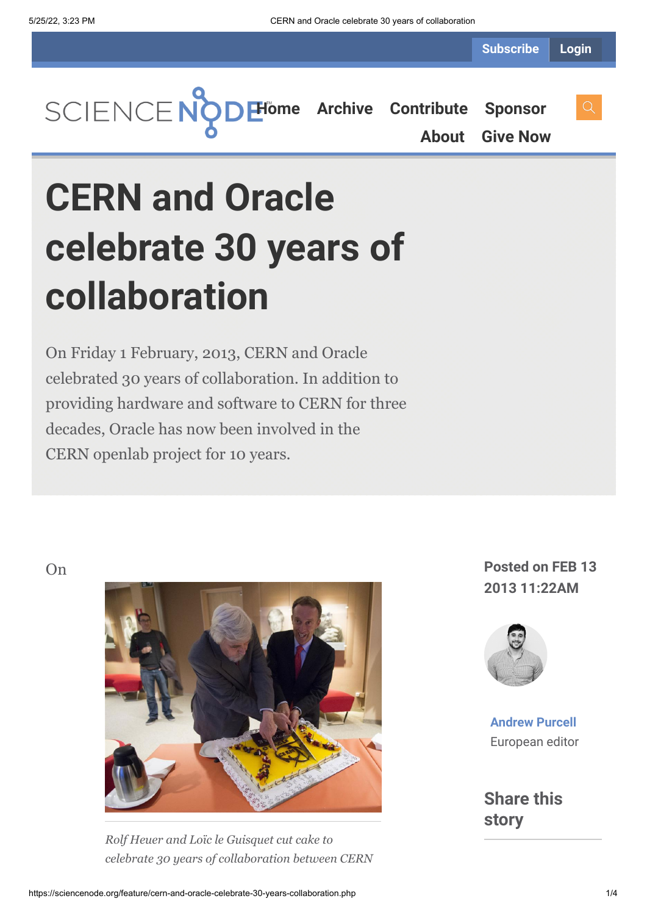Subscribe Login

SCIENCE NODE Home Archive Contribute Sponsor About Give Now

# CERN and Oracle celebrate 30 years of collaboration

On Friday 1 February, 2013, CERN and Oracle celebrated 30 years of collaboration. In addition to providing hardware and software to CERN for three decades, Oracle has now been involved in the CERN openlab project for 10 years.

On

*Rolf Heuer and Loïc le Guisquet cut cake to celebrate 30 years of collaboration between CERN*

**Posted on FEB 13 2013 11:22AM**

**Andrew Purcell**
European editor

**Share this story**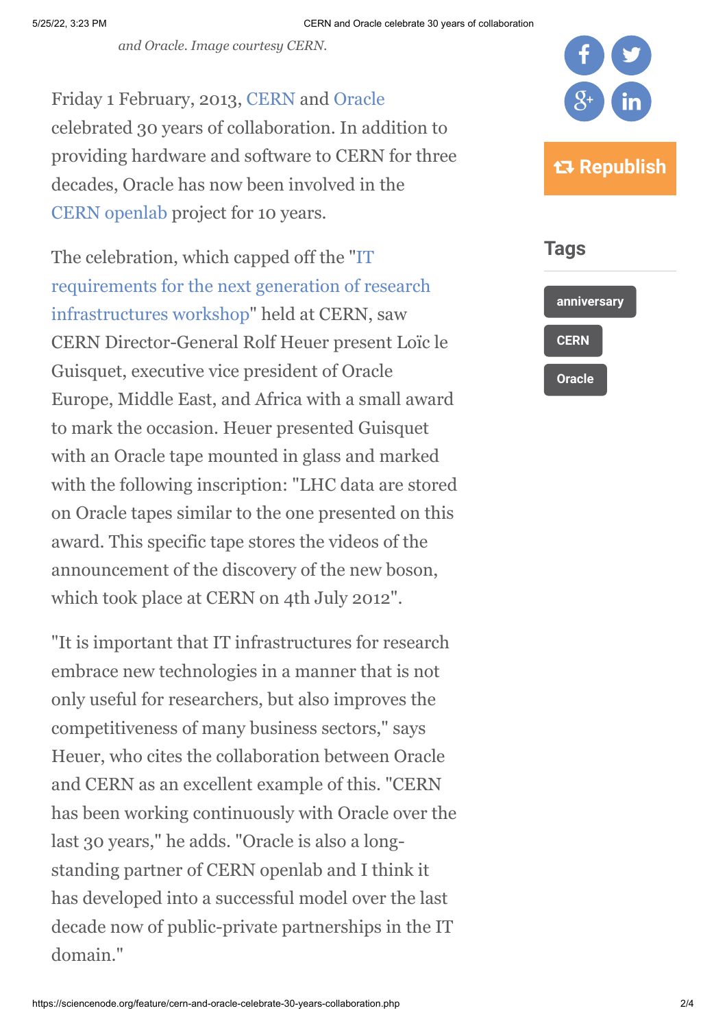*and Oracle. Image courtesy CERN.*

Friday 1 February, 2013, CERN and Oracle celebrated 30 years of collaboration. In addition to providing hardware and software to CERN for three decades, Oracle has now been involved in the CERN openlab project for 10 years.

The celebration, which capped off the "IT requirements for the next generation of research infrastructures workshop" held at CERN, saw CERN Director-General Rolf Heuer present Loïc le Guisquet, executive vice president of Oracle Europe, Middle East, and Africa with a small award to mark the occasion. Heuer presented Guisquet with an Oracle tape mounted in glass and marked with the following inscription: "LHC data are stored on Oracle tapes similar to the one presented on this award. This specific tape stores the videos of the announcement of the discovery of the new boson, which took place at CERN on 4th July 2012".

"It is important that IT infrastructures for research embrace new technologies in a manner that is not only useful for researchers, but also improves the competitiveness of many business sectors," says Heuer, who cites the collaboration between Oracle and CERN as an excellent example of this. "CERN has been working continuously with Oracle over the last 30 years," he adds. "Oracle is also a long-standing partner of CERN openlab and I think it has developed into a successful model over the last decade now of public-private partnerships in the IT domain."

Republish

## Tags

anniversary

CERN

Oracle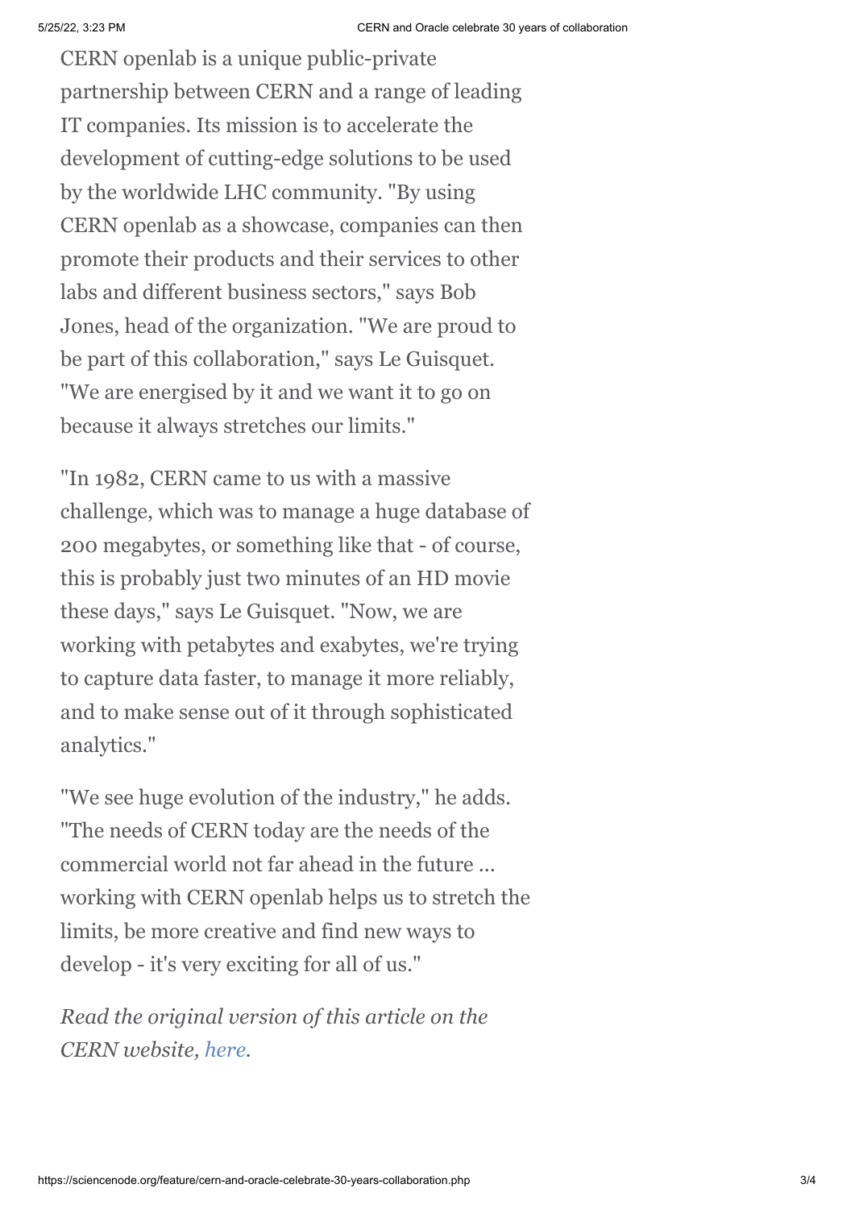CERN openlab is a unique public-private partnership between CERN and a range of leading IT companies. Its mission is to accelerate the development of cutting-edge solutions to be used by the worldwide LHC community. "By using CERN openlab as a showcase, companies can then promote their products and their services to other labs and different business sectors," says Bob Jones, head of the organization. "We are proud to be part of this collaboration," says Le Guisquet. "We are energised by it and we want it to go on because it always stretches our limits."

"In 1982, CERN came to us with a massive challenge, which was to manage a huge database of 200 megabytes, or something like that - of course, this is probably just two minutes of an HD movie these days," says Le Guisquet. "Now, we are working with petabytes and exabytes, we're trying to capture data faster, to manage it more reliably, and to make sense out of it through sophisticated analytics."

"We see huge evolution of the industry," he adds. "The needs of CERN today are the needs of the commercial world not far ahead in the future ... working with CERN openlab helps us to stretch the limits, be more creative and find new ways to develop - it's very exciting for all of us."

*Read the original version of this article on the CERN website, here.*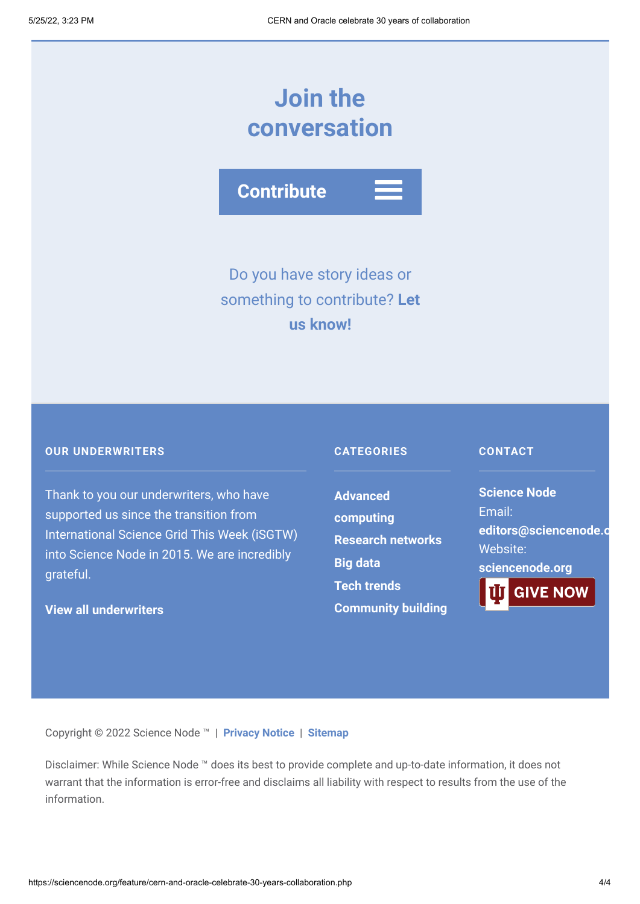## Join the conversation

**Contribute**

Do you have story ideas or something to contribute? **Let us know!**

**OUR UNDERWRITERS**

Thank to you our underwriters, who have supported us since the transition from International Science Grid This Week (iSGTW) into Science Node in 2015. We are incredibly grateful.

**View all underwriters**

**CATEGORIES**

- **Advanced computing**
- **Research networks**
- **Big data**
- **Tech trends**
- **Community building**

**CONTACT**

**Science Node**
Email:
**editors@sciencenode.o**
Website:
**sciencenode.org**

GIVE NOW

Copyright © 2022 Science Node ™ | **Privacy Notice** | **Sitemap**

Disclaimer: While Science Node ™ does its best to provide complete and up-to-date information, it does not warrant that the information is error-free and disclaims all liability with respect to results from the use of the information.